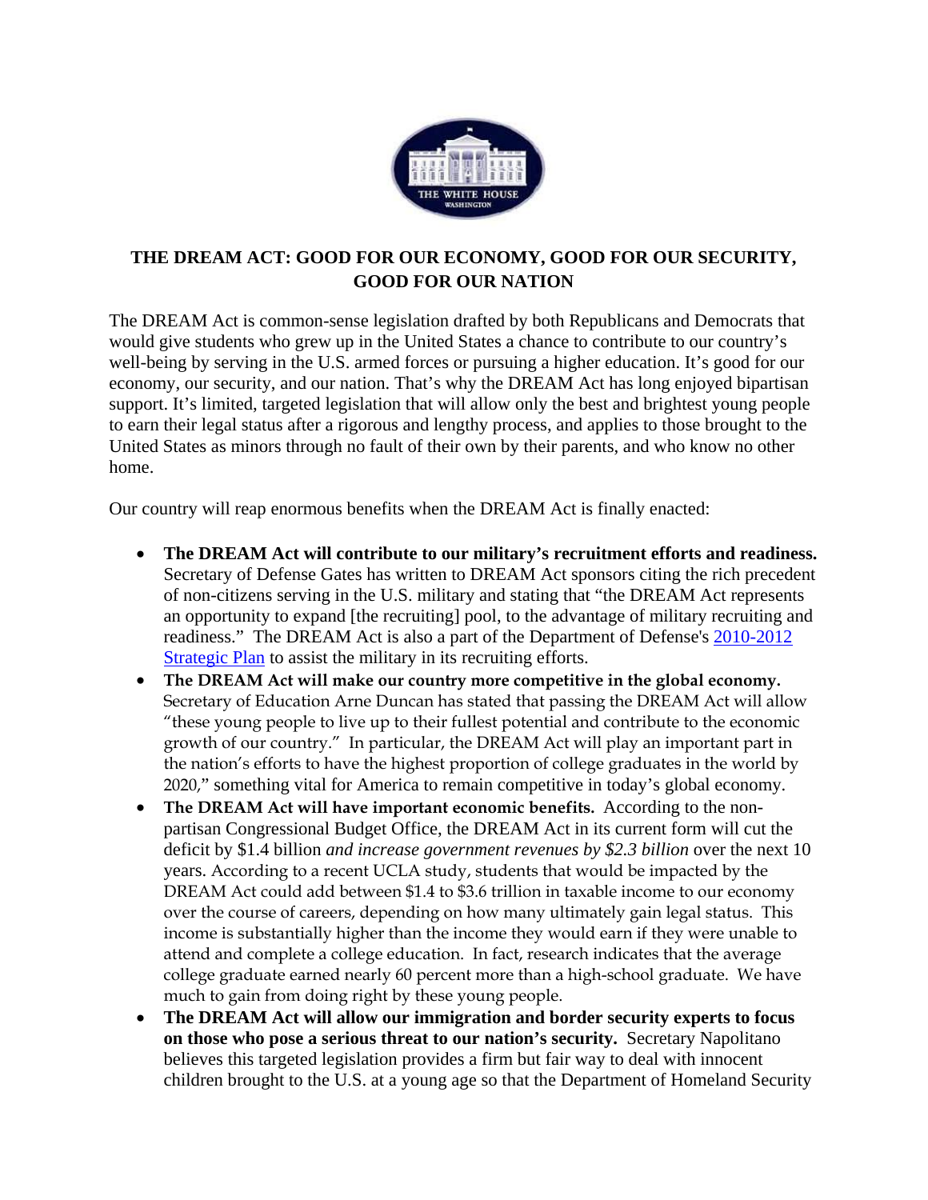# THE DREAM ACT: GOOD FOR OUR ECONOMY, GOOD FOR OUR SECURITY, GOOD FOR OUR NATION

The DREAM Act is common-sense legislation drafted by both Republicans and Democrats that would give students who grew up in the United States a chance to contribute to our country's well-being by serving in the U.S. armed forces or pursuing a higher education. It's good for our economy, our security, and our nation. That's why the DREAM Act has long enjoyed bipartisan support. It's limited, targeted legislation that will allow only the best and brightest young people to earn their legal status after a rigorous and lengthy process, and applies to those brought to the United States as minors through no fault of their own by their parents, and who know no other home.

Our country will reap enormous benefits when the DREAM Act is finally enacted:

- **The DREAM Act will contribute to our military's recruitment efforts and readiness.** Secretary of Defense Gates has written to DREAM Act sponsors citing the rich precedent of non-citizens serving in the U.S. military and stating that "the DREAM Act represents an opportunity to expand [the recruiting] pool, to the advantage of military recruiting and readiness." The DREAM Act is also a part of the Department of Defense's 2010-2012 Strategic Plan to assist the military in its recruiting efforts.
- **The DREAM Act will make our country more competitive in the global economy.** Secretary of Education Arne Duncan has stated that passing the DREAM Act will allow "these young people to live up to their fullest potential and contribute to the economic growth of our country." In particular, the DREAM Act will play an important part in the nation's efforts to have the highest proportion of college graduates in the world by 2020," something vital for America to remain competitive in today's global economy.
- **The DREAM Act will have important economic benefits.** According to the non-partisan Congressional Budget Office, the DREAM Act in its current form will cut the deficit by $1.4 billion *and increase government revenues by $2.3 billion* over the next 10 years. According to a recent UCLA study, students that would be impacted by the DREAM Act could add between $1.4 to $3.6 trillion in taxable income to our economy over the course of careers, depending on how many ultimately gain legal status. This income is substantially higher than the income they would earn if they were unable to attend and complete a college education. In fact, research indicates that the average college graduate earned nearly 60 percent more than a high-school graduate. We have much to gain from doing right by these young people.
- **The DREAM Act will allow our immigration and border security experts to focus on those who pose a serious threat to our nation's security.** Secretary Napolitano believes this targeted legislation provides a firm but fair way to deal with innocent children brought to the U.S. at a young age so that the Department of Homeland Security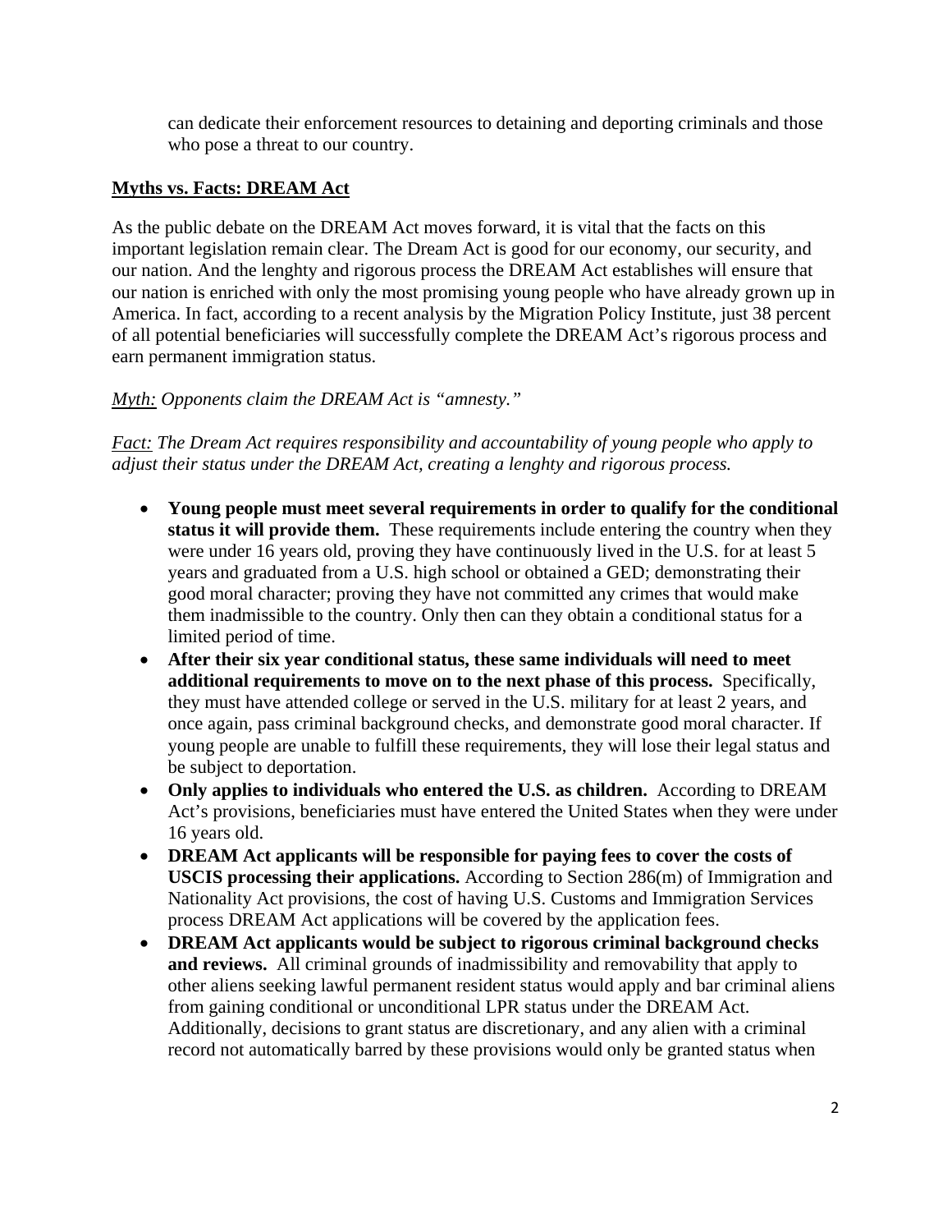can dedicate their enforcement resources to detaining and deporting criminals and those who pose a threat to our country.

**Myths vs. Facts: DREAM Act**

As the public debate on the DREAM Act moves forward, it is vital that the facts on this important legislation remain clear. The Dream Act is good for our economy, our security, and our nation. And the lenghty and rigorous process the DREAM Act establishes will ensure that our nation is enriched with only the most promising young people who have already grown up in America. In fact, according to a recent analysis by the Migration Policy Institute, just 38 percent of all potential beneficiaries will successfully complete the DREAM Act's rigorous process and earn permanent immigration status.

*Myth: Opponents claim the DREAM Act is "amnesty."*

*Fact: The Dream Act requires responsibility and accountability of young people who apply to adjust their status under the DREAM Act, creating a lenghty and rigorous process.*

- **Young people must meet several requirements in order to qualify for the conditional status it will provide them.** These requirements include entering the country when they were under 16 years old, proving they have continuously lived in the U.S. for at least 5 years and graduated from a U.S. high school or obtained a GED; demonstrating their good moral character; proving they have not committed any crimes that would make them inadmissible to the country. Only then can they obtain a conditional status for a limited period of time.
- **After their six year conditional status, these same individuals will need to meet additional requirements to move on to the next phase of this process.** Specifically, they must have attended college or served in the U.S. military for at least 2 years, and once again, pass criminal background checks, and demonstrate good moral character. If young people are unable to fulfill these requirements, they will lose their legal status and be subject to deportation.
- **Only applies to individuals who entered the U.S. as children.** According to DREAM Act's provisions, beneficiaries must have entered the United States when they were under 16 years old.
- **DREAM Act applicants will be responsible for paying fees to cover the costs of USCIS processing their applications.** According to Section 286(m) of Immigration and Nationality Act provisions, the cost of having U.S. Customs and Immigration Services process DREAM Act applications will be covered by the application fees.
- **DREAM Act applicants would be subject to rigorous criminal background checks and reviews.** All criminal grounds of inadmissibility and removability that apply to other aliens seeking lawful permanent resident status would apply and bar criminal aliens from gaining conditional or unconditional LPR status under the DREAM Act. Additionally, decisions to grant status are discretionary, and any alien with a criminal record not automatically barred by these provisions would only be granted status when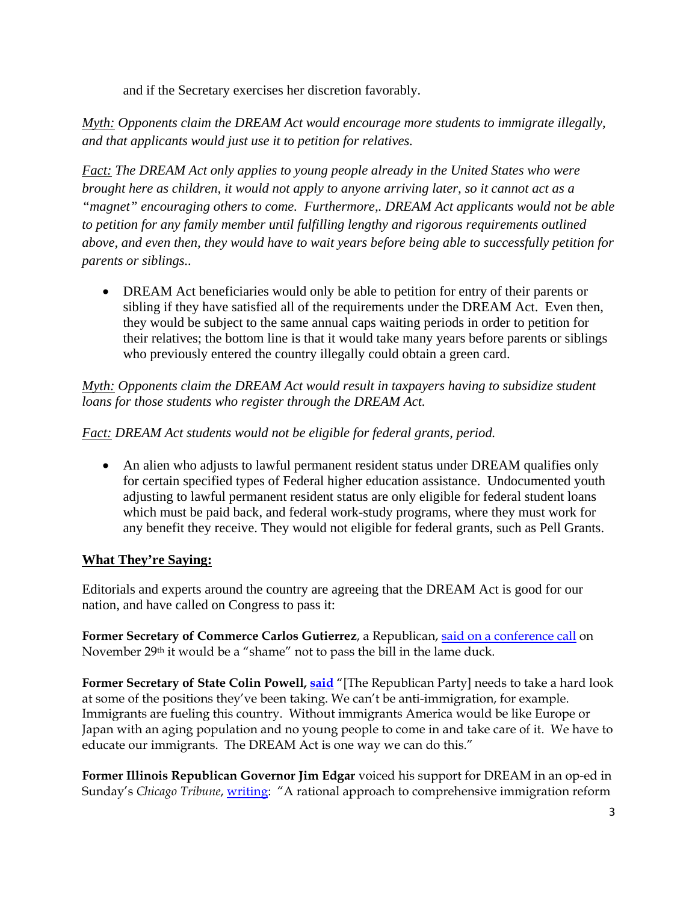and if the Secretary exercises her discretion favorably.

*Myth: Opponents claim the DREAM Act would encourage more students to immigrate illegally, and that applicants would just use it to petition for relatives.*

*Fact: The DREAM Act only applies to young people already in the United States who were brought here as children, it would not apply to anyone arriving later, so it cannot act as a "magnet" encouraging others to come. Furthermore,. DREAM Act applicants would not be able to petition for any family member until fulfilling lengthy and rigorous requirements outlined above, and even then, they would have to wait years before being able to successfully petition for parents or siblings..*

- DREAM Act beneficiaries would only be able to petition for entry of their parents or sibling if they have satisfied all of the requirements under the DREAM Act. Even then, they would be subject to the same annual caps waiting periods in order to petition for their relatives; the bottom line is that it would take many years before parents or siblings who previously entered the country illegally could obtain a green card.

*Myth: Opponents claim the DREAM Act would result in taxpayers having to subsidize student loans for those students who register through the DREAM Act.*

*Fact: DREAM Act students would not be eligible for federal grants, period.*

- An alien who adjusts to lawful permanent resident status under DREAM qualifies only for certain specified types of Federal higher education assistance. Undocumented youth adjusting to lawful permanent resident status are only eligible for federal student loans which must be paid back, and federal work-study programs, where they must work for any benefit they receive. They would not eligible for federal grants, such as Pell Grants.

## What They're Saying:

Editorials and experts around the country are agreeing that the DREAM Act is good for our nation, and have called on Congress to pass it:

**Former Secretary of Commerce Carlos Gutierrez**, a Republican, said on a conference call on November 29th it would be a "shame" not to pass the bill in the lame duck.

**Former Secretary of State Colin Powell, said** "[The Republican Party] needs to take a hard look at some of the positions they've been taking. We can't be anti-immigration, for example. Immigrants are fueling this country. Without immigrants America would be like Europe or Japan with an aging population and no young people to come in and take care of it. We have to educate our immigrants. The DREAM Act is one way we can do this."

**Former Illinois Republican Governor Jim Edgar** voiced his support for DREAM in an op-ed in Sunday's *Chicago Tribune*, writing: "A rational approach to comprehensive immigration reform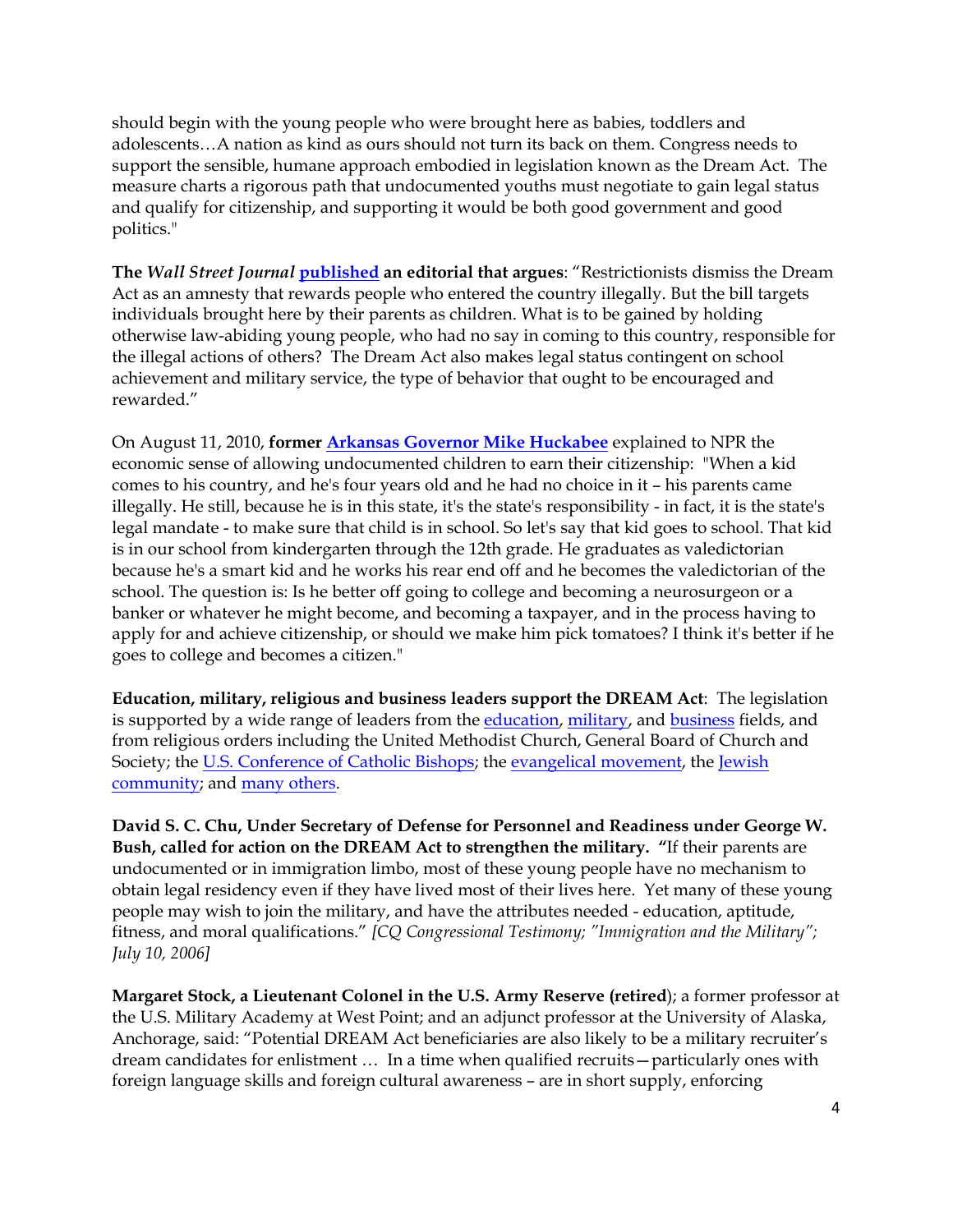should begin with the young people who were brought here as babies, toddlers and adolescents…A nation as kind as ours should not turn its back on them. Congress needs to support the sensible, humane approach embodied in legislation known as the Dream Act. The measure charts a rigorous path that undocumented youths must negotiate to gain legal status and qualify for citizenship, and supporting it would be both good government and good politics."

**The *Wall Street Journal* published an editorial that argues**: "Restrictionists dismiss the Dream Act as an amnesty that rewards people who entered the country illegally. But the bill targets individuals brought here by their parents as children. What is to be gained by holding otherwise law-abiding young people, who had no say in coming to this country, responsible for the illegal actions of others? The Dream Act also makes legal status contingent on school achievement and military service, the type of behavior that ought to be encouraged and rewarded."

On August 11, 2010, **former Arkansas Governor Mike Huckabee** explained to NPR the economic sense of allowing undocumented children to earn their citizenship: "When a kid comes to his country, and he's four years old and he had no choice in it – his parents came illegally. He still, because he is in this state, it's the state's responsibility - in fact, it is the state's legal mandate - to make sure that child is in school. So let's say that kid goes to school. That kid is in our school from kindergarten through the 12th grade. He graduates as valedictorian because he's a smart kid and he works his rear end off and he becomes the valedictorian of the school. The question is: Is he better off going to college and becoming a neurosurgeon or a banker or whatever he might become, and becoming a taxpayer, and in the process having to apply for and achieve citizenship, or should we make him pick tomatoes? I think it's better if he goes to college and becomes a citizen."

**Education, military, religious and business leaders support the DREAM Act**: The legislation is supported by a wide range of leaders from the education, military, and business fields, and from religious orders including the United Methodist Church, General Board of Church and Society; the U.S. Conference of Catholic Bishops; the evangelical movement, the Jewish community; and many others.

**David S. C. Chu, Under Secretary of Defense for Personnel and Readiness under George W. Bush, called for action on the DREAM Act to strengthen the military.** "If their parents are undocumented or in immigration limbo, most of these young people have no mechanism to obtain legal residency even if they have lived most of their lives here. Yet many of these young people may wish to join the military, and have the attributes needed - education, aptitude, fitness, and moral qualifications." *[CQ Congressional Testimony; "Immigration and the Military"; July 10, 2006]*

**Margaret Stock, a Lieutenant Colonel in the U.S. Army Reserve (retired**); a former professor at the U.S. Military Academy at West Point; and an adjunct professor at the University of Alaska, Anchorage, said: "Potential DREAM Act beneficiaries are also likely to be a military recruiter's dream candidates for enlistment … In a time when qualified recruits—particularly ones with foreign language skills and foreign cultural awareness – are in short supply, enforcing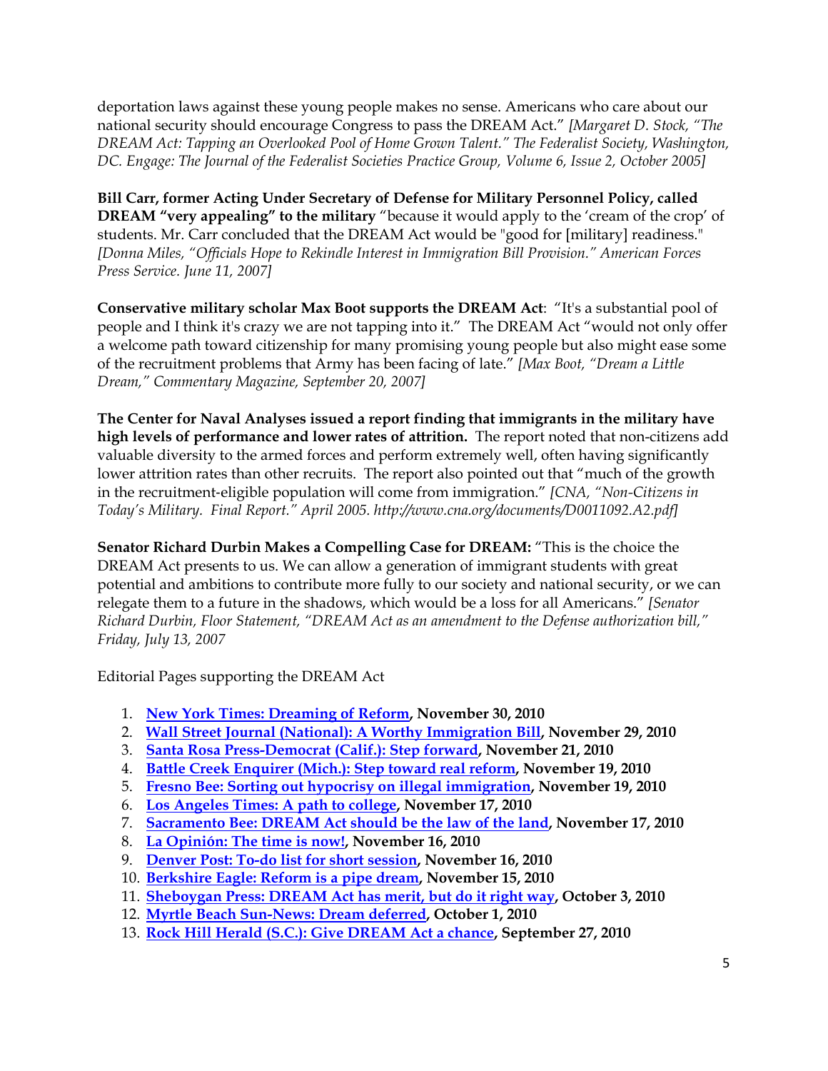deportation laws against these young people makes no sense. Americans who care about our national security should encourage Congress to pass the DREAM Act." *[Margaret D. Stock, "The DREAM Act: Tapping an Overlooked Pool of Home Grown Talent." The Federalist Society, Washington, DC. Engage: The Journal of the Federalist Societies Practice Group, Volume 6, Issue 2, October 2005]*

**Bill Carr, former Acting Under Secretary of Defense for Military Personnel Policy, called DREAM "very appealing" to the military** "because it would apply to the 'cream of the crop' of students. Mr. Carr concluded that the DREAM Act would be "good for [military] readiness." *[Donna Miles, "Officials Hope to Rekindle Interest in Immigration Bill Provision." American Forces Press Service. June 11, 2007]*

**Conservative military scholar Max Boot supports the DREAM Act**: "It's a substantial pool of people and I think it's crazy we are not tapping into it." The DREAM Act "would not only offer a welcome path toward citizenship for many promising young people but also might ease some of the recruitment problems that Army has been facing of late." *[Max Boot, "Dream a Little Dream," Commentary Magazine, September 20, 2007]*

**The Center for Naval Analyses issued a report finding that immigrants in the military have high levels of performance and lower rates of attrition.** The report noted that non-citizens add valuable diversity to the armed forces and perform extremely well, often having significantly lower attrition rates than other recruits. The report also pointed out that "much of the growth in the recruitment-eligible population will come from immigration." *[CNA, "Non-Citizens in Today's Military. Final Report." April 2005. http://www.cna.org/documents/D0011092.A2.pdf]*

**Senator Richard Durbin Makes a Compelling Case for DREAM:** "This is the choice the DREAM Act presents to us. We can allow a generation of immigrant students with great potential and ambitions to contribute more fully to our society and national security, or we can relegate them to a future in the shadows, which would be a loss for all Americans." *[Senator Richard Durbin, Floor Statement, "DREAM Act as an amendment to the Defense authorization bill," Friday, July 13, 2007*

Editorial Pages supporting the DREAM Act

1. **New York Times: Dreaming of Reform, November 30, 2010**
2. **Wall Street Journal (National): A Worthy Immigration Bill, November 29, 2010**
3. **Santa Rosa Press-Democrat (Calif.): Step forward, November 21, 2010**
4. **Battle Creek Enquirer (Mich.): Step toward real reform, November 19, 2010**
5. **Fresno Bee: Sorting out hypocrisy on illegal immigration, November 19, 2010**
6. **Los Angeles Times: A path to college, November 17, 2010**
7. **Sacramento Bee: DREAM Act should be the law of the land, November 17, 2010**
8. **La Opinión: The time is now!, November 16, 2010**
9. **Denver Post: To-do list for short session, November 16, 2010**
10. **Berkshire Eagle: Reform is a pipe dream, November 15, 2010**
11. **Sheboygan Press: DREAM Act has merit, but do it right way, October 3, 2010**
12. **Myrtle Beach Sun-News: Dream deferred, October 1, 2010**
13. **Rock Hill Herald (S.C.): Give DREAM Act a chance, September 27, 2010**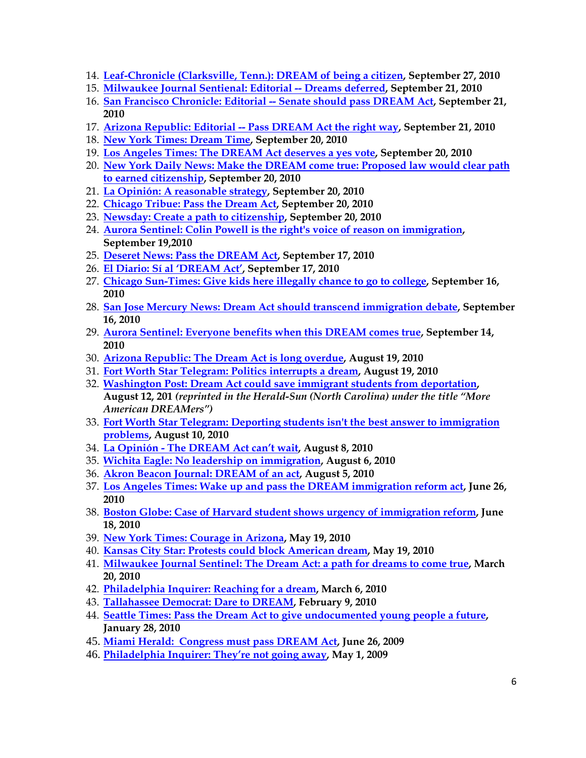14. Leaf-Chronicle (Clarksville, Tenn.): DREAM of being a citizen, **September 27, 2010**
15. Milwaukee Journal Sentienal: Editorial -- Dreams deferred, **September 21, 2010**
16. San Francisco Chronicle: Editorial -- Senate should pass DREAM Act, **September 21, 2010**
17. Arizona Republic: Editorial -- Pass DREAM Act the right way, **September 21, 2010**
18. New York Times: Dream Time, **September 20, 2010**
19. Los Angeles Times: The DREAM Act deserves a yes vote, **September 20, 2010**
20. New York Daily News: Make the DREAM come true: Proposed law would clear path to earned citizenship, **September 20, 2010**
21. La Opinión: A reasonable strategy, **September 20, 2010**
22. Chicago Tribue: Pass the Dream Act, **September 20, 2010**
23. Newsday: Create a path to citizenship, **September 20, 2010**
24. Aurora Sentinel: Colin Powell is the right's voice of reason on immigration, **September 19,2010**
25. Deseret News: Pass the DREAM Act, **September 17, 2010**
26. El Diario: Sí al 'DREAM Act', **September 17, 2010**
27. Chicago Sun-Times: Give kids here illegally chance to go to college, **September 16, 2010**
28. San Jose Mercury News: Dream Act should transcend immigration debate, **September 16, 2010**
29. Aurora Sentinel: Everyone benefits when this DREAM comes true, **September 14, 2010**
30. Arizona Republic: The Dream Act is long overdue, **August 19, 2010**
31. Fort Worth Star Telegram: Politics interrupts a dream, **August 19, 2010**
32. Washington Post: Dream Act could save immigrant students from deportation, **August 12, 201** *(reprinted in the Herald-Sun (North Carolina) under the title "More American DREAMers")*
33. Fort Worth Star Telegram: Deporting students isn't the best answer to immigration problems, **August 10, 2010**
34. La Opinión - The DREAM Act can't wait, **August 8, 2010**
35. Wichita Eagle: No leadership on immigration, **August 6, 2010**
36. Akron Beacon Journal: DREAM of an act, **August 5, 2010**
37. Los Angeles Times: Wake up and pass the DREAM immigration reform act, **June 26, 2010**
38. Boston Globe: Case of Harvard student shows urgency of immigration reform, **June 18, 2010**
39. New York Times: Courage in Arizona, **May 19, 2010**
40. Kansas City Star: Protests could block American dream, **May 19, 2010**
41. Milwaukee Journal Sentinel: The Dream Act: a path for dreams to come true, **March 20, 2010**
42. Philadelphia Inquirer: Reaching for a dream, **March 6, 2010**
43. Tallahassee Democrat: Dare to DREAM, **February 9, 2010**
44. Seattle Times: Pass the Dream Act to give undocumented young people a future, **January 28, 2010**
45. Miami Herald: Congress must pass DREAM Act, **June 26, 2009**
46. Philadelphia Inquirer: They're not going away, **May 1, 2009**